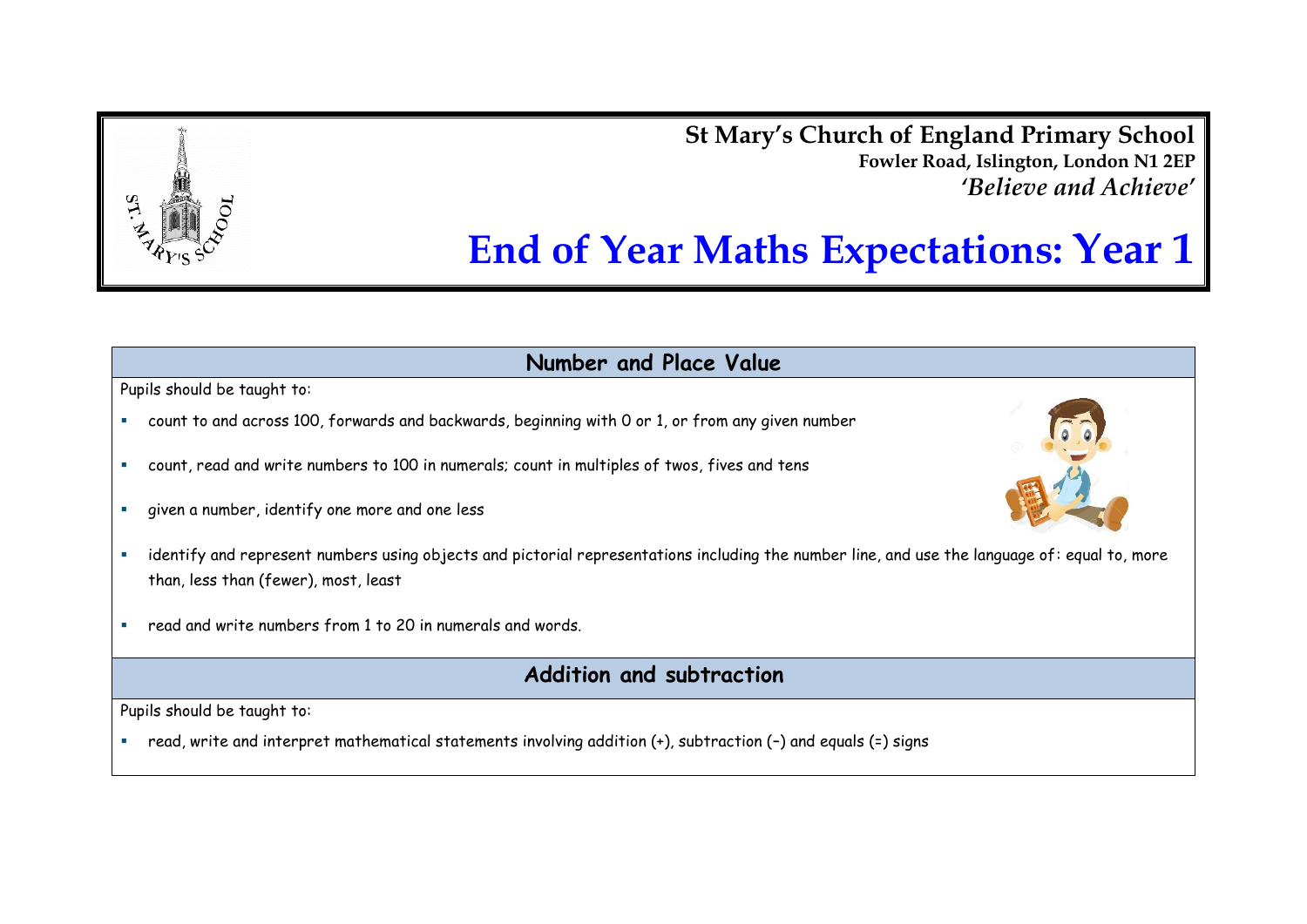**St Mary's Church of England Primary School**
**Fowler Road, Islington, London N1 2EP**
***'Believe and Achieve'***

# End of Year Maths Expectations: Year 1

## Number and Place Value

Pupils should be taught to:

- count to and across 100, forwards and backwards, beginning with 0 or 1, or from any given number
- count, read and write numbers to 100 in numerals; count in multiples of twos, fives and tens
- given a number, identify one more and one less
- identify and represent numbers using objects and pictorial representations including the number line, and use the language of: equal to, more than, less than (fewer), most, least
- read and write numbers from 1 to 20 in numerals and words.

## Addition and subtraction

Pupils should be taught to:

- read, write and interpret mathematical statements involving addition (+), subtraction (–) and equals (=) signs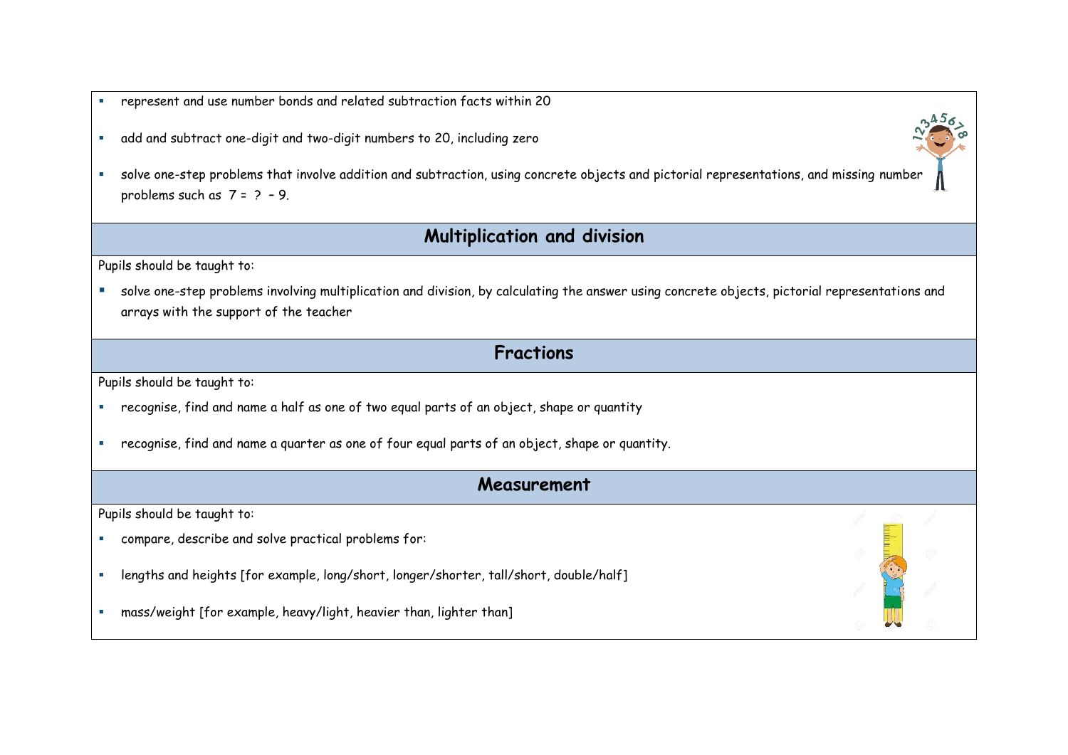- represent and use number bonds and related subtraction facts within 20
- add and subtract one-digit and two-digit numbers to 20, including zero
- solve one-step problems that involve addition and subtraction, using concrete objects and pictorial representations, and missing number problems such as $7 = ? - 9$.

## Multiplication and division

Pupils should be taught to:

- solve one-step problems involving multiplication and division, by calculating the answer using concrete objects, pictorial representations and arrays with the support of the teacher

## Fractions

Pupils should be taught to:

- recognise, find and name a half as one of two equal parts of an object, shape or quantity
- recognise, find and name a quarter as one of four equal parts of an object, shape or quantity.

## Measurement

Pupils should be taught to:

- compare, describe and solve practical problems for:
- lengths and heights [for example, long/short, longer/shorter, tall/short, double/half]
- mass/weight [for example, heavy/light, heavier than, lighter than]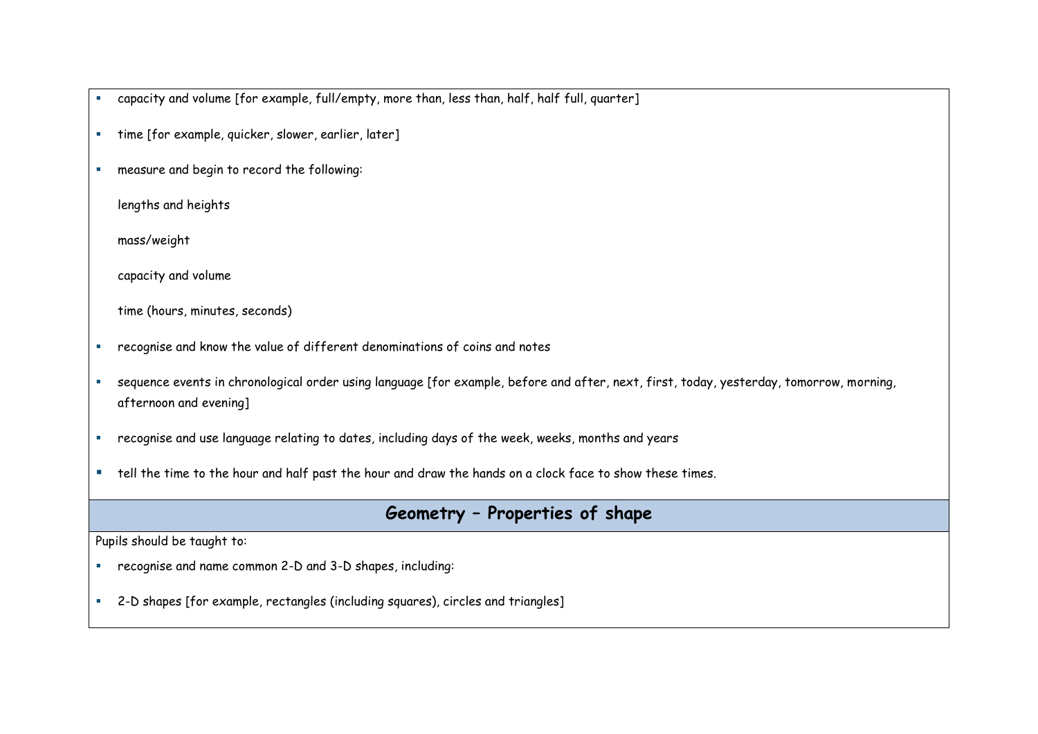- capacity and volume [for example, full/empty, more than, less than, half, half full, quarter]
- time [for example, quicker, slower, earlier, later]
- measure and begin to record the following:

  lengths and heights

  mass/weight

  capacity and volume

  time (hours, minutes, seconds)
- recognise and know the value of different denominations of coins and notes
- sequence events in chronological order using language [for example, before and after, next, first, today, yesterday, tomorrow, morning, afternoon and evening]
- recognise and use language relating to dates, including days of the week, weeks, months and years
- tell the time to the hour and half past the hour and draw the hands on a clock face to show these times.

## Geometry – Properties of shape

Pupils should be taught to:

- recognise and name common 2-D and 3-D shapes, including:
- 2-D shapes [for example, rectangles (including squares), circles and triangles]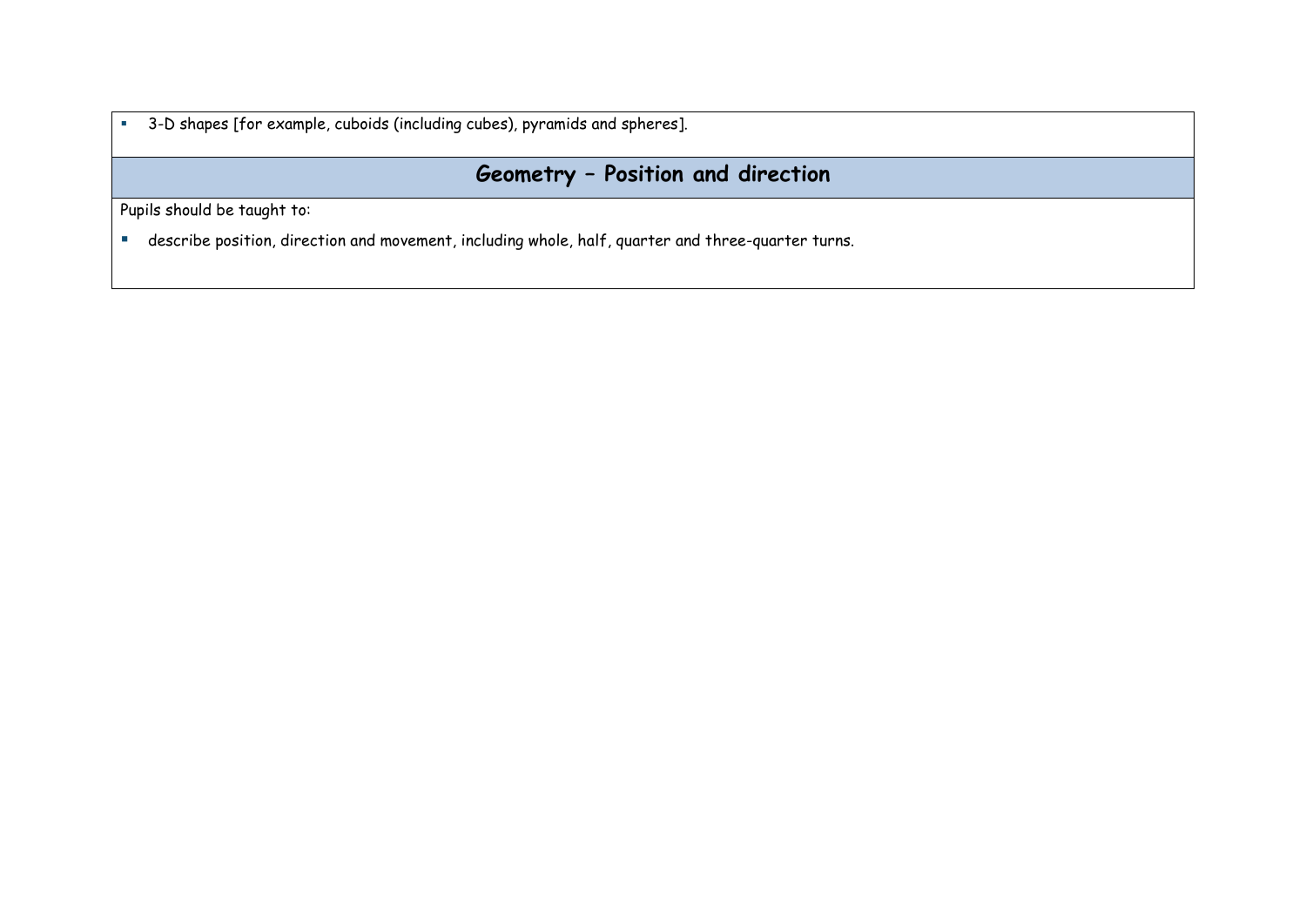- 3-D shapes [for example, cuboids (including cubes), pyramids and spheres].

## Geometry – Position and direction

Pupils should be taught to:

- describe position, direction and movement, including whole, half, quarter and three-quarter turns.